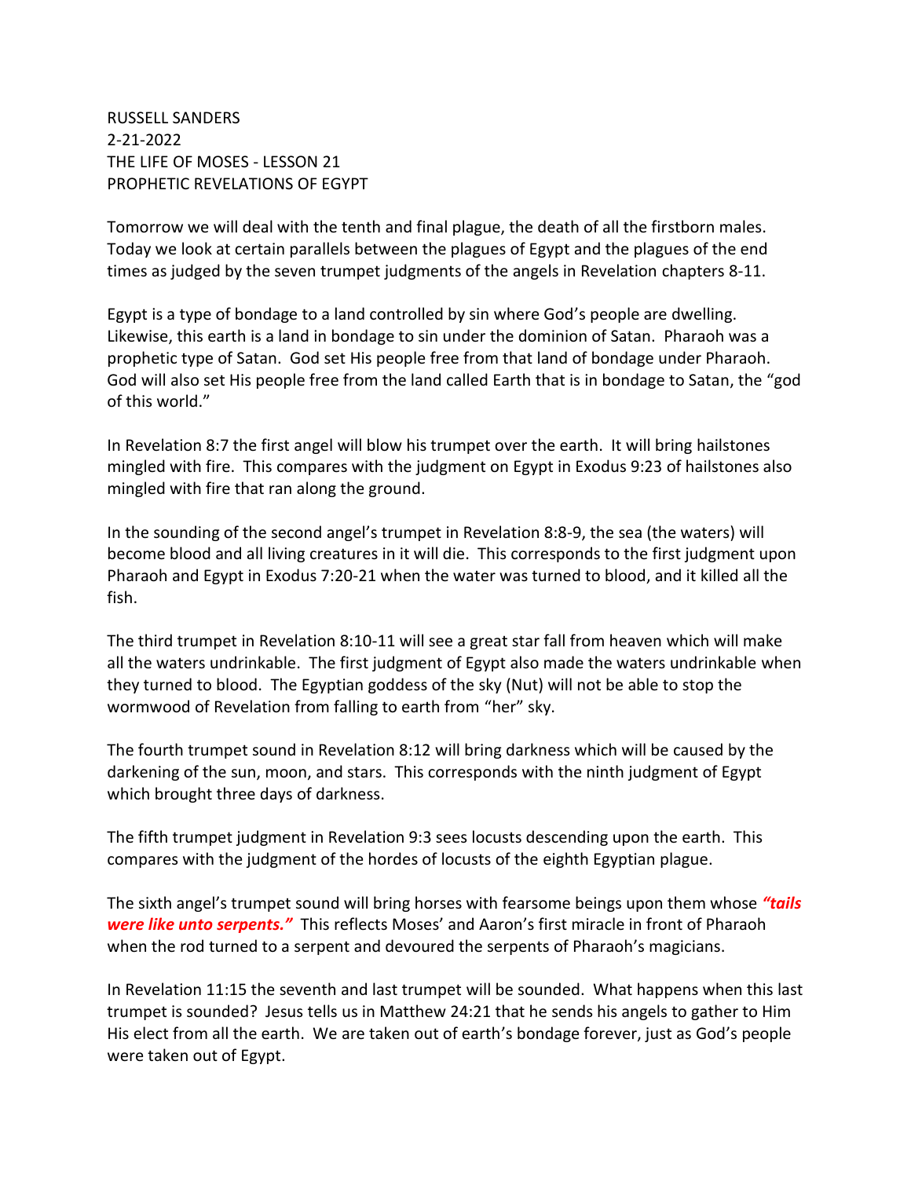RUSSELL SANDERS
2-21-2022
THE LIFE OF MOSES - LESSON 21
PROPHETIC REVELATIONS OF EGYPT

Tomorrow we will deal with the tenth and final plague, the death of all the firstborn males. Today we look at certain parallels between the plagues of Egypt and the plagues of the end times as judged by the seven trumpet judgments of the angels in Revelation chapters 8-11.

Egypt is a type of bondage to a land controlled by sin where God's people are dwelling. Likewise, this earth is a land in bondage to sin under the dominion of Satan. Pharaoh was a prophetic type of Satan. God set His people free from that land of bondage under Pharaoh. God will also set His people free from the land called Earth that is in bondage to Satan, the "god of this world."

In Revelation 8:7 the first angel will blow his trumpet over the earth. It will bring hailstones mingled with fire. This compares with the judgment on Egypt in Exodus 9:23 of hailstones also mingled with fire that ran along the ground.

In the sounding of the second angel's trumpet in Revelation 8:8-9, the sea (the waters) will become blood and all living creatures in it will die. This corresponds to the first judgment upon Pharaoh and Egypt in Exodus 7:20-21 when the water was turned to blood, and it killed all the fish.

The third trumpet in Revelation 8:10-11 will see a great star fall from heaven which will make all the waters undrinkable. The first judgment of Egypt also made the waters undrinkable when they turned to blood. The Egyptian goddess of the sky (Nut) will not be able to stop the wormwood of Revelation from falling to earth from "her" sky.

The fourth trumpet sound in Revelation 8:12 will bring darkness which will be caused by the darkening of the sun, moon, and stars. This corresponds with the ninth judgment of Egypt which brought three days of darkness.

The fifth trumpet judgment in Revelation 9:3 sees locusts descending upon the earth. This compares with the judgment of the hordes of locusts of the eighth Egyptian plague.

The sixth angel's trumpet sound will bring horses with fearsome beings upon them whose ***"tails were like unto serpents."*** This reflects Moses' and Aaron's first miracle in front of Pharaoh when the rod turned to a serpent and devoured the serpents of Pharaoh's magicians.

In Revelation 11:15 the seventh and last trumpet will be sounded. What happens when this last trumpet is sounded? Jesus tells us in Matthew 24:21 that he sends his angels to gather to Him His elect from all the earth. We are taken out of earth's bondage forever, just as God's people were taken out of Egypt.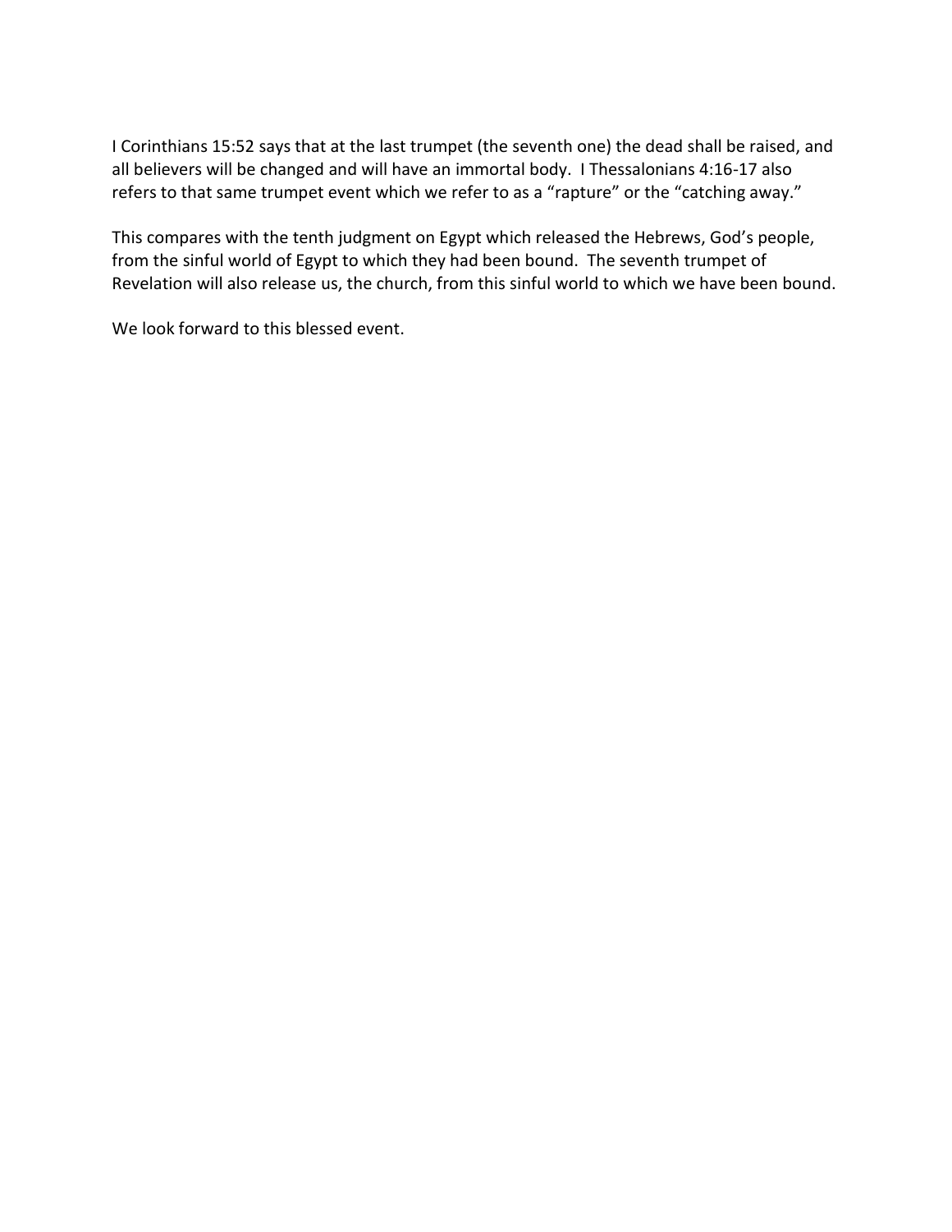I Corinthians 15:52 says that at the last trumpet (the seventh one) the dead shall be raised, and all believers will be changed and will have an immortal body. I Thessalonians 4:16-17 also refers to that same trumpet event which we refer to as a "rapture" or the "catching away."

This compares with the tenth judgment on Egypt which released the Hebrews, God's people, from the sinful world of Egypt to which they had been bound. The seventh trumpet of Revelation will also release us, the church, from this sinful world to which we have been bound.

We look forward to this blessed event.